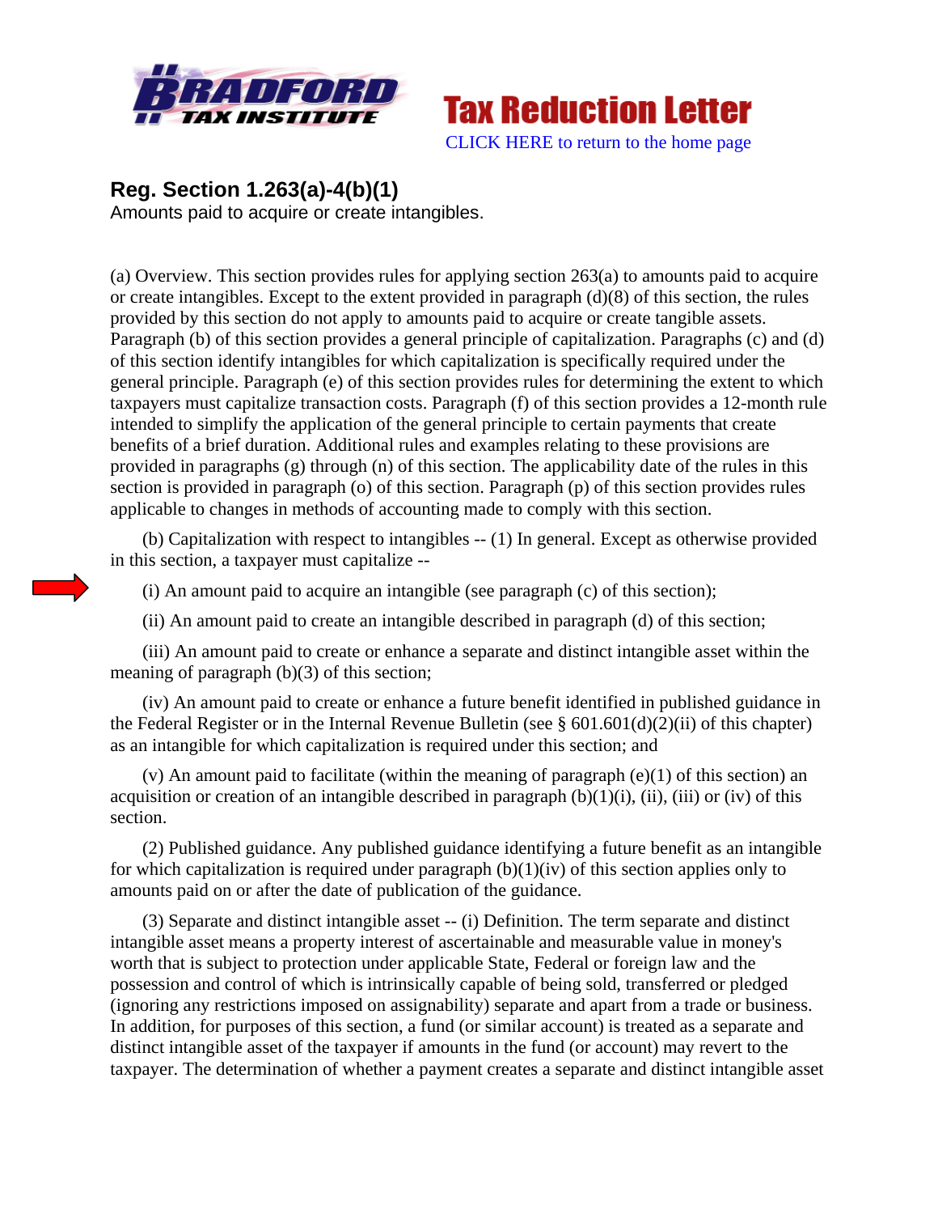Bradford Tax Institute — Tax Reduction Letter

CLICK HERE to return to the home page

## Reg. Section 1.263(a)-4(b)(1)

Amounts paid to acquire or create intangibles.

(a) Overview. This section provides rules for applying section 263(a) to amounts paid to acquire or create intangibles. Except to the extent provided in paragraph (d)(8) of this section, the rules provided by this section do not apply to amounts paid to acquire or create tangible assets. Paragraph (b) of this section provides a general principle of capitalization. Paragraphs (c) and (d) of this section identify intangibles for which capitalization is specifically required under the general principle. Paragraph (e) of this section provides rules for determining the extent to which taxpayers must capitalize transaction costs. Paragraph (f) of this section provides a 12-month rule intended to simplify the application of the general principle to certain payments that create benefits of a brief duration. Additional rules and examples relating to these provisions are provided in paragraphs (g) through (n) of this section. The applicability date of the rules in this section is provided in paragraph (o) of this section. Paragraph (p) of this section provides rules applicable to changes in methods of accounting made to comply with this section.

(b) Capitalization with respect to intangibles -- (1) In general. Except as otherwise provided in this section, a taxpayer must capitalize --

(i) An amount paid to acquire an intangible (see paragraph (c) of this section);

(ii) An amount paid to create an intangible described in paragraph (d) of this section;

(iii) An amount paid to create or enhance a separate and distinct intangible asset within the meaning of paragraph (b)(3) of this section;

(iv) An amount paid to create or enhance a future benefit identified in published guidance in the Federal Register or in the Internal Revenue Bulletin (see § 601.601(d)(2)(ii) of this chapter) as an intangible for which capitalization is required under this section; and

(v) An amount paid to facilitate (within the meaning of paragraph (e)(1) of this section) an acquisition or creation of an intangible described in paragraph (b)(1)(i), (ii), (iii) or (iv) of this section.

(2) Published guidance. Any published guidance identifying a future benefit as an intangible for which capitalization is required under paragraph (b)(1)(iv) of this section applies only to amounts paid on or after the date of publication of the guidance.

(3) Separate and distinct intangible asset -- (i) Definition. The term separate and distinct intangible asset means a property interest of ascertainable and measurable value in money's worth that is subject to protection under applicable State, Federal or foreign law and the possession and control of which is intrinsically capable of being sold, transferred or pledged (ignoring any restrictions imposed on assignability) separate and apart from a trade or business. In addition, for purposes of this section, a fund (or similar account) is treated as a separate and distinct intangible asset of the taxpayer if amounts in the fund (or account) may revert to the taxpayer. The determination of whether a payment creates a separate and distinct intangible asset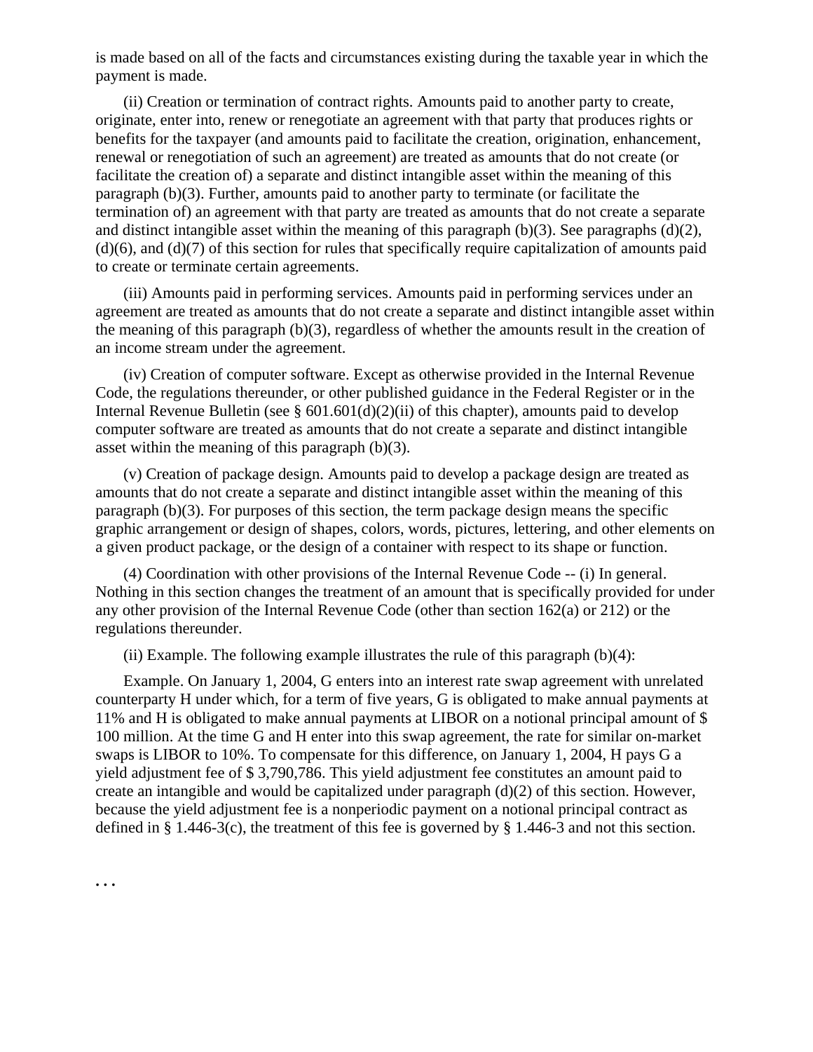is made based on all of the facts and circumstances existing during the taxable year in which the payment is made.

(ii) Creation or termination of contract rights. Amounts paid to another party to create, originate, enter into, renew or renegotiate an agreement with that party that produces rights or benefits for the taxpayer (and amounts paid to facilitate the creation, origination, enhancement, renewal or renegotiation of such an agreement) are treated as amounts that do not create (or facilitate the creation of) a separate and distinct intangible asset within the meaning of this paragraph (b)(3). Further, amounts paid to another party to terminate (or facilitate the termination of) an agreement with that party are treated as amounts that do not create a separate and distinct intangible asset within the meaning of this paragraph (b)(3). See paragraphs (d)(2), (d)(6), and (d)(7) of this section for rules that specifically require capitalization of amounts paid to create or terminate certain agreements.

(iii) Amounts paid in performing services. Amounts paid in performing services under an agreement are treated as amounts that do not create a separate and distinct intangible asset within the meaning of this paragraph (b)(3), regardless of whether the amounts result in the creation of an income stream under the agreement.

(iv) Creation of computer software. Except as otherwise provided in the Internal Revenue Code, the regulations thereunder, or other published guidance in the Federal Register or in the Internal Revenue Bulletin (see § 601.601(d)(2)(ii) of this chapter), amounts paid to develop computer software are treated as amounts that do not create a separate and distinct intangible asset within the meaning of this paragraph (b)(3).

(v) Creation of package design. Amounts paid to develop a package design are treated as amounts that do not create a separate and distinct intangible asset within the meaning of this paragraph (b)(3). For purposes of this section, the term package design means the specific graphic arrangement or design of shapes, colors, words, pictures, lettering, and other elements on a given product package, or the design of a container with respect to its shape or function.

(4) Coordination with other provisions of the Internal Revenue Code -- (i) In general. Nothing in this section changes the treatment of an amount that is specifically provided for under any other provision of the Internal Revenue Code (other than section 162(a) or 212) or the regulations thereunder.

(ii) Example. The following example illustrates the rule of this paragraph (b)(4):

Example. On January 1, 2004, G enters into an interest rate swap agreement with unrelated counterparty H under which, for a term of five years, G is obligated to make annual payments at 11% and H is obligated to make annual payments at LIBOR on a notional principal amount of $ 100 million. At the time G and H enter into this swap agreement, the rate for similar on-market swaps is LIBOR to 10%. To compensate for this difference, on January 1, 2004, H pays G a yield adjustment fee of $ 3,790,786. This yield adjustment fee constitutes an amount paid to create an intangible and would be capitalized under paragraph (d)(2) of this section. However, because the yield adjustment fee is a nonperiodic payment on a notional principal contract as defined in § 1.446-3(c), the treatment of this fee is governed by § 1.446-3 and not this section.

. . .